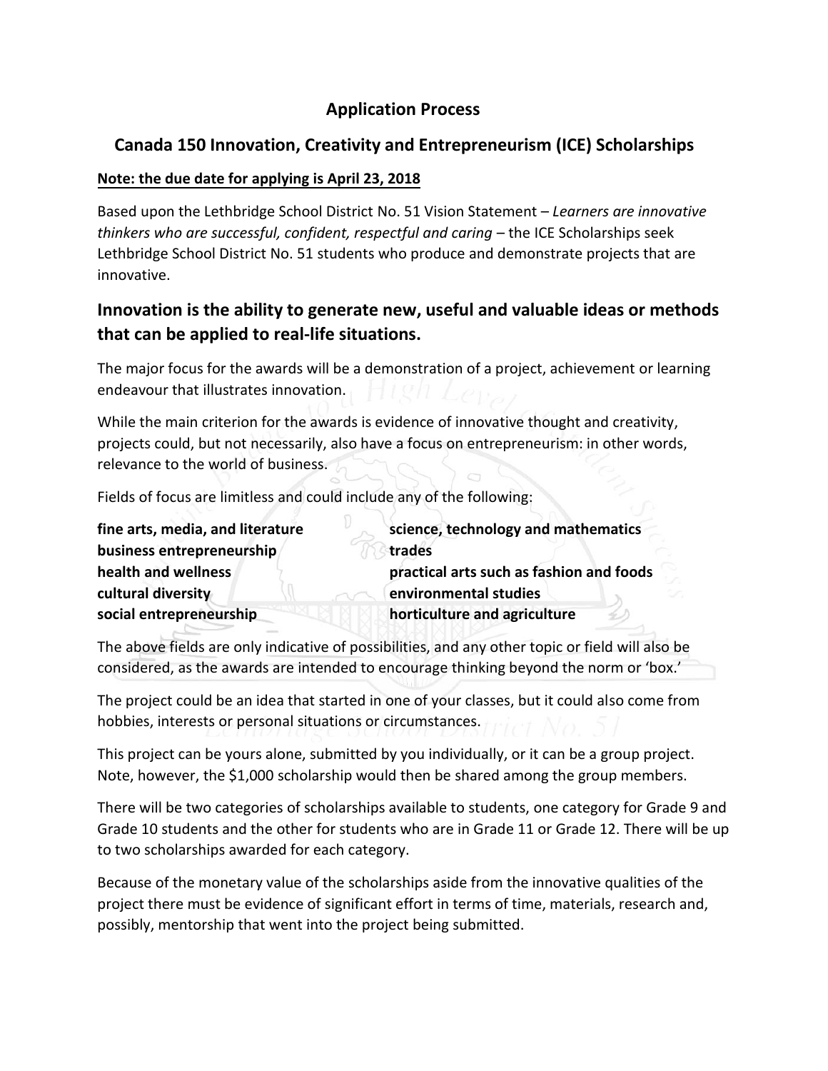# Application Process

## Canada 150 Innovation, Creativity and Entrepreneurism (ICE) Scholarships

**Note: the due date for applying is April 23, 2018**

Based upon the Lethbridge School District No. 51 Vision Statement – *Learners are innovative thinkers who are successful, confident, respectful and caring* – the ICE Scholarships seek Lethbridge School District No. 51 students who produce and demonstrate projects that are innovative.

### Innovation is the ability to generate new, useful and valuable ideas or methods that can be applied to real-life situations.

The major focus for the awards will be a demonstration of a project, achievement or learning endeavour that illustrates innovation.

While the main criterion for the awards is evidence of innovative thought and creativity, projects could, but not necessarily, also have a focus on entrepreneurism: in other words, relevance to the world of business.

Fields of focus are limitless and could include any of the following:

- **fine arts, media, and literature**
- **business entrepreneurship**
- **health and wellness**
- **cultural diversity**
- **social entrepreneurship**
- **science, technology and mathematics**
- **trades**
- **practical arts such as fashion and foods**
- **environmental studies**
- **horticulture and agriculture**

The above fields are only indicative of possibilities, and any other topic or field will also be considered, as the awards are intended to encourage thinking beyond the norm or 'box.'

The project could be an idea that started in one of your classes, but it could also come from hobbies, interests or personal situations or circumstances.

This project can be yours alone, submitted by you individually, or it can be a group project. Note, however, the $1,000 scholarship would then be shared among the group members.

There will be two categories of scholarships available to students, one category for Grade 9 and Grade 10 students and the other for students who are in Grade 11 or Grade 12. There will be up to two scholarships awarded for each category.

Because of the monetary value of the scholarships aside from the innovative qualities of the project there must be evidence of significant effort in terms of time, materials, research and, possibly, mentorship that went into the project being submitted.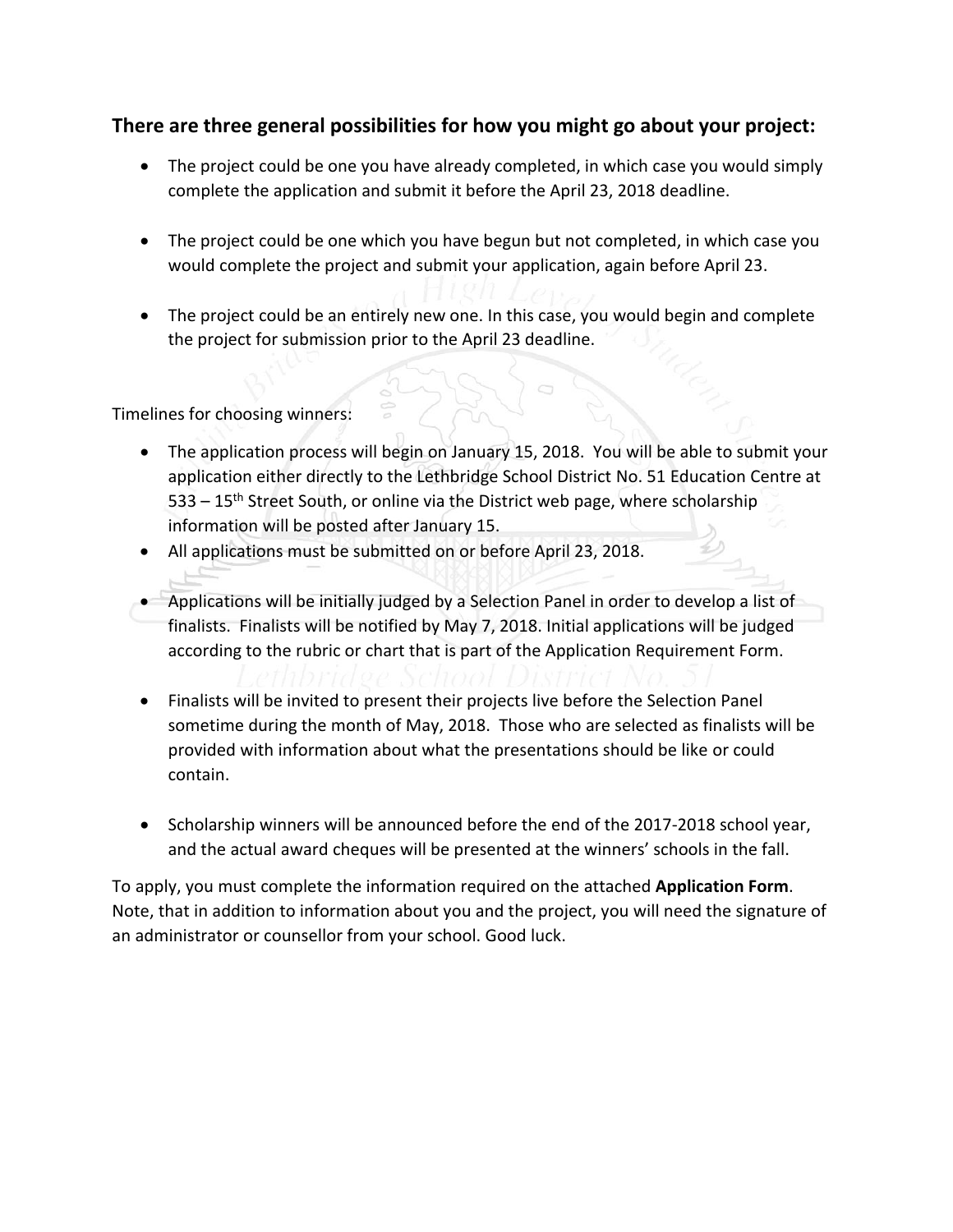### There are three general possibilities for how you might go about your project:

- The project could be one you have already completed, in which case you would simply complete the application and submit it before the April 23, 2018 deadline.

- The project could be one which you have begun but not completed, in which case you would complete the project and submit your application, again before April 23.

- The project could be an entirely new one. In this case, you would begin and complete the project for submission prior to the April 23 deadline.

Timelines for choosing winners:

- The application process will begin on January 15, 2018. You will be able to submit your application either directly to the Lethbridge School District No. 51 Education Centre at 533 – 15th Street South, or online via the District web page, where scholarship information will be posted after January 15.
- All applications must be submitted on or before April 23, 2018.

- Applications will be initially judged by a Selection Panel in order to develop a list of finalists. Finalists will be notified by May 7, 2018. Initial applications will be judged according to the rubric or chart that is part of the Application Requirement Form.

- Finalists will be invited to present their projects live before the Selection Panel sometime during the month of May, 2018. Those who are selected as finalists will be provided with information about what the presentations should be like or could contain.

- Scholarship winners will be announced before the end of the 2017-2018 school year, and the actual award cheques will be presented at the winners' schools in the fall.

To apply, you must complete the information required on the attached **Application Form**. Note, that in addition to information about you and the project, you will need the signature of an administrator or counsellor from your school. Good luck.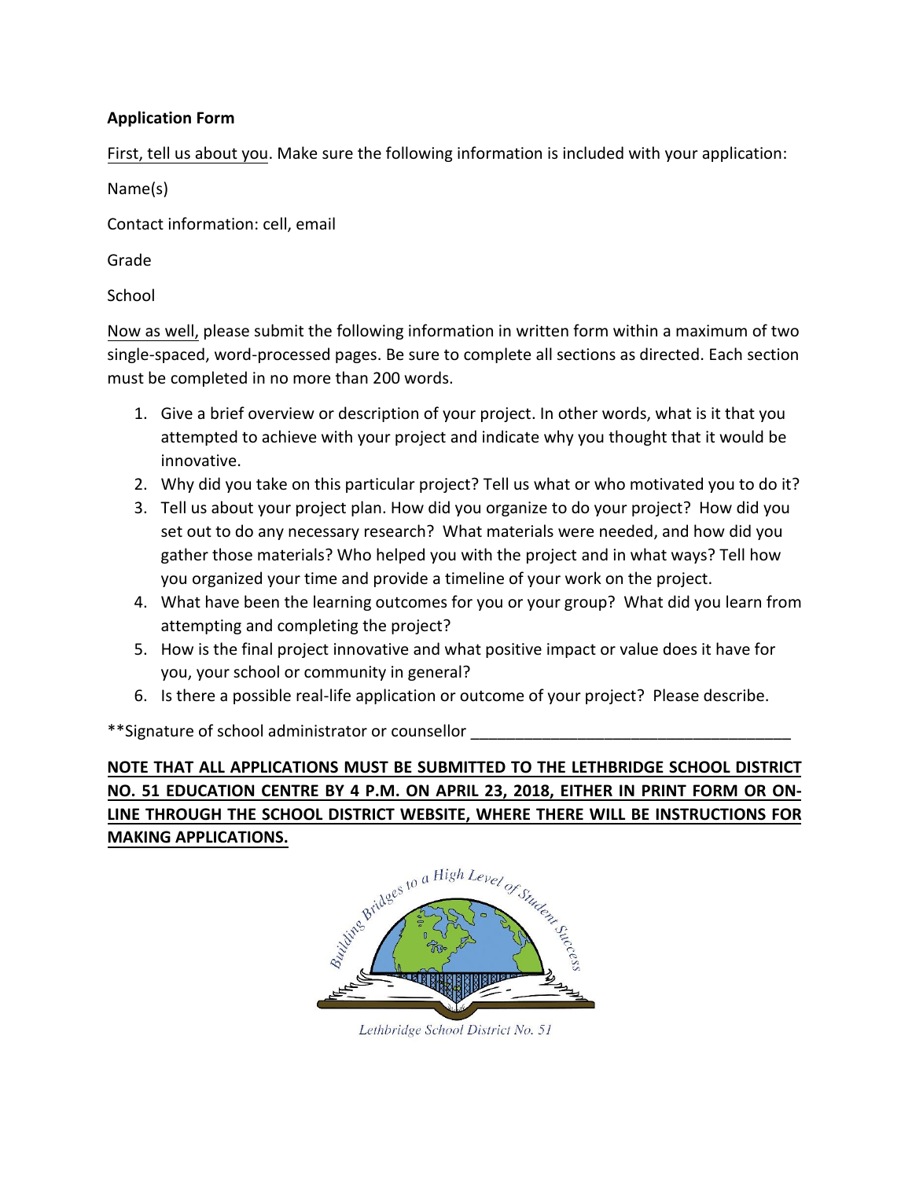**Application Form**

First, tell us about you. Make sure the following information is included with your application:

Name(s)

Contact information: cell, email

Grade

School

Now as well, please submit the following information in written form within a maximum of two single-spaced, word-processed pages. Be sure to complete all sections as directed. Each section must be completed in no more than 200 words.

1. Give a brief overview or description of your project. In other words, what is it that you attempted to achieve with your project and indicate why you thought that it would be innovative.
2. Why did you take on this particular project? Tell us what or who motivated you to do it?
3. Tell us about your project plan. How did you organize to do your project? How did you set out to do any necessary research? What materials were needed, and how did you gather those materials? Who helped you with the project and in what ways? Tell how you organized your time and provide a timeline of your work on the project.
4. What have been the learning outcomes for you or your group? What did you learn from attempting and completing the project?
5. How is the final project innovative and what positive impact or value does it have for you, your school or community in general?
6. Is there a possible real-life application or outcome of your project? Please describe.

**Signature of school administrator or counsellor ____________________________________

**NOTE THAT ALL APPLICATIONS MUST BE SUBMITTED TO THE LETHBRIDGE SCHOOL DISTRICT NO. 51 EDUCATION CENTRE BY 4 P.M. ON APRIL 23, 2018, EITHER IN PRINT FORM OR ON-LINE THROUGH THE SCHOOL DISTRICT WEBSITE, WHERE THERE WILL BE INSTRUCTIONS FOR MAKING APPLICATIONS.**

Building Bridges to a High Level of Student Success

Lethbridge School District No. 51